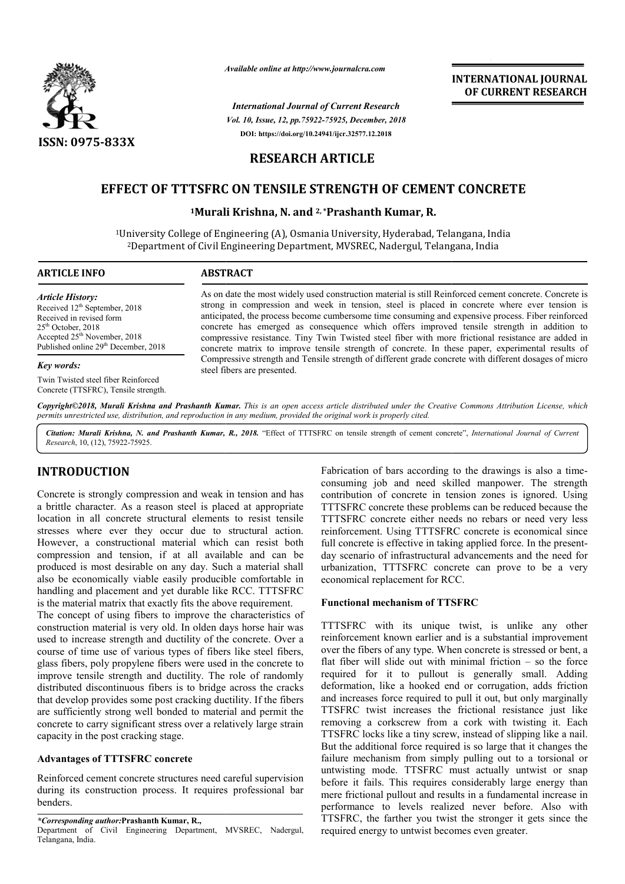# RESEARCH ARTICLE

# EFFECT OF TTTSFRC ON TENSILE STRENGTH OF CEMENT CONCRETE

[1]Murali Krishna, N. and [2,*]Prashanth Kumar, R.

[1]University College of Engineering (A), Osmania University, Hyderabad, Telangana, India
[2]Department of Civil Engineering Department, MVSREC, Nadergul, Telangana, India

## ARTICLE INFO

*Article History:*
Received 12th September, 2018
Received in revised form
25th October, 2018
Accepted 25th November, 2018
Published online 29th December, 2018

*Key words:*
Twin Twisted steel fiber Reinforced Concrete (TTSFRC), Tensile strength.

## ABSTRACT

As on date the most widely used construction material is still Reinforced cement concrete. Concrete is strong in compression and week in tension, steel is placed in concrete where ever tension is anticipated, the process become cumbersome time consuming and expensive process. Fiber reinforced concrete has emerged as consequence which offers improved tensile strength in addition to compressive resistance. Tiny Twin Twisted steel fiber with more frictional resistance are added in concrete matrix to improve tensile strength of concrete. In these paper, experimental results of Compressive strength and Tensile strength of different grade concrete with different dosages of micro steel fibers are presented.

*Copyright©2018, Murali Krishna and Prashanth Kumar. This is an open access article distributed under the Creative Commons Attribution License, which permits unrestricted use, distribution, and reproduction in any medium, provided the original work is properly cited.*

*Citation: Murali Krishna, N. and Prashanth Kumar, R., 2018.* "Effect of TTTSFRC on tensile strength of cement concrete", *International Journal of Current Research*, 10, (12), 75922-75925.

# INTRODUCTION

Concrete is strongly compression and weak in tension and has a brittle character. As a reason steel is placed at appropriate location in all concrete structural elements to resist tensile stresses where ever they occur due to structural action. However, a constructional material which can resist both compression and tension, if at all available and can be produced is most desirable on any day. Such a material shall also be economically viable easily producible comfortable in handling and placement and yet durable like RCC. TTTSFRC is the material matrix that exactly fits the above requirement.

The concept of using fibers to improve the characteristics of construction material is very old. In olden days horse hair was used to increase strength and ductility of the concrete. Over a course of time use of various types of fibers like steel fibers, glass fibers, poly propylene fibers were used in the concrete to improve tensile strength and ductility. The role of randomly distributed discontinuous fibers is to bridge across the cracks that develop provides some post cracking ductility. If the fibers are sufficiently strong well bonded to material and permit the concrete to carry significant stress over a relatively large strain capacity in the post cracking stage.

## Advantages of TTTSFRC concrete

Reinforced cement concrete structures need careful supervision during its construction process. It requires professional bar benders. Fabrication of bars according to the drawings is also a time-consuming job and need skilled manpower. The strength contribution of concrete in tension zones is ignored. Using TTTSFRC concrete these problems can be reduced because the TTTSFRC concrete either needs no rebars or need very less reinforcement. Using TTTSFRC concrete is economical since full concrete is effective in taking applied force. In the present-day scenario of infrastructural advancements and the need for urbanization, TTTSFRC concrete can prove to be a very economical replacement for RCC.

## Functional mechanism of TTSFRC

TTTSFRC with its unique twist, is unlike any other reinforcement known earlier and is a substantial improvement over the fibers of any type. When concrete is stressed or bent, a flat fiber will slide out with minimal friction – so the force required for it to pullout is generally small. Adding deformation, like a hooked end or corrugation, adds friction and increases force required to pull it out, but only marginally TTSFRC twist increases the frictional resistance just like removing a corkscrew from a cork with twisting it. Each TTSFRC locks like a tiny screw, instead of slipping like a nail. But the additional force required is so large that it changes the failure mechanism from simply pulling out to a torsional or untwisting mode. TTSFRC must actually untwist or snap before it fails. This requires considerably large energy than mere frictional pullout and results in a fundamental increase in performance to levels realized never before. Also with TTSFRC, the farther you twist the stronger it gets since the required energy to untwist becomes even greater.

*\*Corresponding author:*Prashanth Kumar, R.,
Department of Civil Engineering Department, MVSREC, Nadergul, Telangana, India.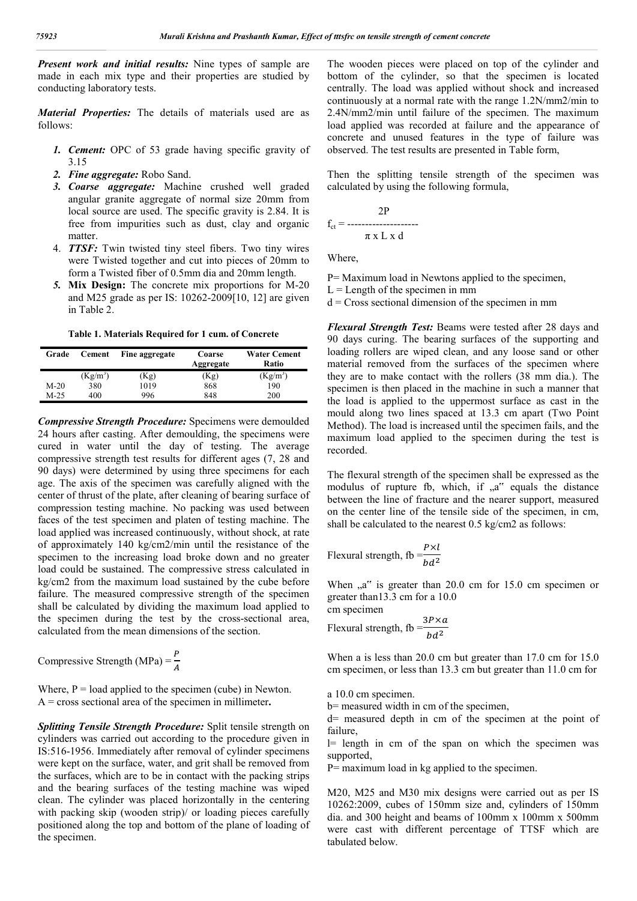***Present work and initial results:*** Nine types of sample are made in each mix type and their properties are studied by conducting laboratory tests.

***Material Properties:*** The details of materials used are as follows:

1. ***Cement:*** OPC of 53 grade having specific gravity of 3.15
2. ***Fine aggregate:*** Robo Sand.
3. ***Coarse aggregate:*** Machine crushed well graded angular granite aggregate of normal size 20mm from local source are used. The specific gravity is 2.84. It is free from impurities such as dust, clay and organic matter.
4. ***TTSF:*** Twin twisted tiny steel fibers. Two tiny wires were Twisted together and cut into pieces of 20mm to form a Twisted fiber of 0.5mm dia and 20mm length.
5. **Mix Design:** The concrete mix proportions for M-20 and M25 grade as per IS: 10262-2009[10, 12] are given in Table 2.

**Table 1. Materials Required for 1 cum. of Concrete**

| Grade | Cement | Fine aggregate | Coarse Aggregate | Water Cement Ratio |
|---|---|---|---|---|
| | (Kg/m$^3$) | (Kg) | (Kg) | (Kg/m$^3$) |
| M-20 | 380 | 1019 | 868 | 190 |
| M-25 | 400 | 996 | 848 | 200 |

***Compressive Strength Procedure:*** Specimens were demoulded 24 hours after casting. After demoulding, the specimens were cured in water until the day of testing. The average compressive strength test results for different ages (7, 28 and 90 days) were determined by using three specimens for each age. The axis of the specimen was carefully aligned with the center of thrust of the plate, after cleaning of bearing surface of compression testing machine. No packing was used between faces of the test specimen and platen of testing machine. The load applied was increased continuously, without shock, at rate of approximately 140 kg/cm2/min until the resistance of the specimen to the increasing load broke down and no greater load could be sustained. The compressive stress calculated in kg/cm2 from the maximum load sustained by the cube before failure. The measured compressive strength of the specimen shall be calculated by dividing the maximum load applied to the specimen during the test by the cross-sectional area, calculated from the mean dimensions of the section.

$$\text{Compressive Strength (MPa)} = \frac{P}{A}$$

Where, P = load applied to the specimen (cube) in Newton.
A = cross sectional area of the specimen in millimeter**.**

***Splitting Tensile Strength Procedure:*** Split tensile strength on cylinders was carried out according to the procedure given in IS:516-1956. Immediately after removal of cylinder specimens were kept on the surface, water, and grit shall be removed from the surfaces, which are to be in contact with the packing strips and the bearing surfaces of the testing machine was wiped clean. The cylinder was placed horizontally in the centering with packing skip (wooden strip)/ or loading pieces carefully positioned along the top and bottom of the plane of loading of the specimen.

The wooden pieces were placed on top of the cylinder and bottom of the cylinder, so that the specimen is located centrally. The load was applied without shock and increased continuously at a normal rate with the range 1.2N/mm2/min to 2.4N/mm2/min until failure of the specimen. The maximum load applied was recorded at failure and the appearance of concrete and unused features in the type of failure was observed. The test results are presented in Table form,

Then the splitting tensile strength of the specimen was calculated by using the following formula,

$$f_{ct} = \frac{2P}{\pi \times L \times d}$$

Where,

P= Maximum load in Newtons applied to the specimen,
L = Length of the specimen in mm
d = Cross sectional dimension of the specimen in mm

***Flexural Strength Test:*** Beams were tested after 28 days and 90 days curing. The bearing surfaces of the supporting and loading rollers are wiped clean, and any loose sand or other material removed from the surfaces of the specimen where they are to make contact with the rollers (38 mm dia.). The specimen is then placed in the machine in such a manner that the load is applied to the uppermost surface as cast in the mould along two lines spaced at 13.3 cm apart (Two Point Method). The load is increased until the specimen fails, and the maximum load applied to the specimen during the test is recorded.

The flexural strength of the specimen shall be expressed as the modulus of rupture fb, which, if „a" equals the distance between the line of fracture and the nearer support, measured on the center line of the tensile side of the specimen, in cm, shall be calculated to the nearest 0.5 kg/cm2 as follows:

$$\text{Flexural strength, fb} = \frac{P \times l}{bd^2}$$

When „a" is greater than 20.0 cm for 15.0 cm specimen or greater than13.3 cm for a 10.0 cm specimen

$$\text{Flexural strength, fb} = \frac{3P \times a}{bd^2}$$

When a is less than 20.0 cm but greater than 17.0 cm for 15.0 cm specimen, or less than 13.3 cm but greater than 11.0 cm for a 10.0 cm specimen.

b= measured width in cm of the specimen,
d= measured depth in cm of the specimen at the point of failure,
l= length in cm of the span on which the specimen was supported,
P= maximum load in kg applied to the specimen.

M20, M25 and M30 mix designs were carried out as per IS 10262:2009, cubes of 150mm size and, cylinders of 150mm dia. and 300 height and beams of 100mm x 100mm x 500mm were cast with different percentage of TTSF which are tabulated below.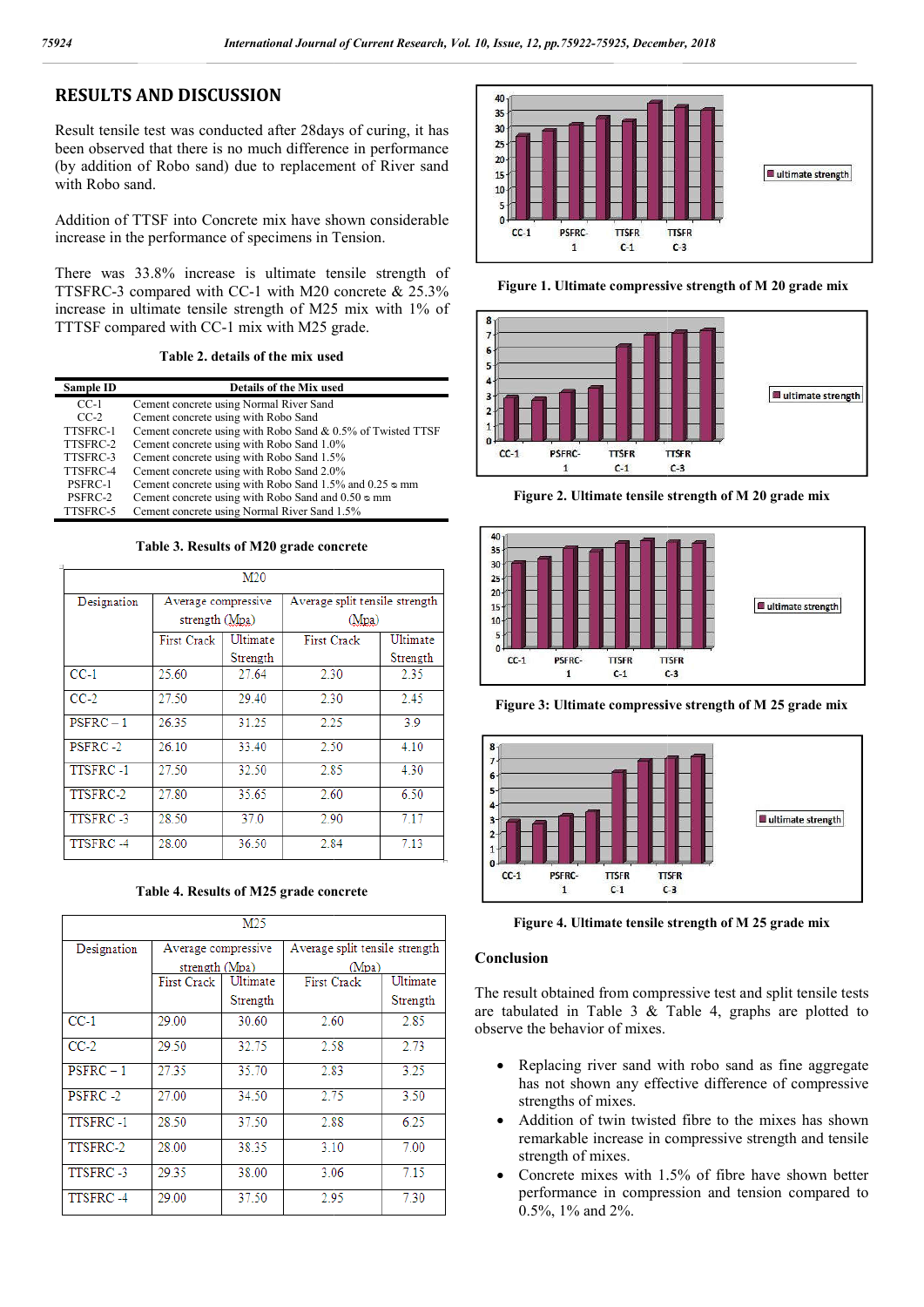## RESULTS AND DISCUSSION

Result tensile test was conducted after 28days of curing, it has been observed that there is no much difference in performance (by addition of Robo sand) due to replacement of River sand with Robo sand.

Addition of TTSF into Concrete mix have shown considerable increase in the performance of specimens in Tension.

There was 33.8% increase is ultimate tensile strength of TTSFRC-3 compared with CC-1 with M20 concrete & 25.3% increase in ultimate tensile strength of M25 mix with 1% of TTTSF compared with CC-1 mix with M25 grade.

**Table 2. details of the mix used**

| Sample ID | Details of the Mix used |
|---|---|
| CC-1 | Cement concrete using Normal River Sand |
| CC-2 | Cement concrete using with Robo Sand |
| TTSFRC-1 | Cement concrete using with Robo Sand & 0.5% of Twisted TTSF |
| TTSFRC-2 | Cement concrete using with Robo Sand 1.0% |
| TTSFRC-3 | Cement concrete using with Robo Sand 1.5% |
| TTSFRC-4 | Cement concrete using with Robo Sand 2.0% |
| PSFRC-1 | Cement concrete using with Robo Sand 1.5% and 0.25 ⌀ mm |
| PSFRC-2 | Cement concrete using with Robo Sand and 0.50 ⌀ mm |
| TTSFRC-5 | Cement concrete using Normal River Sand 1.5% |

**Table 3. Results of M20 grade concrete**

| M20 | | | | |
|---|---|---|---|---|
| Designation | Average compressive strength (Mpa) | | Average split tensile strength (Mpa) | |
| | First Crack | Ultimate Strength | First Crack | Ultimate Strength |
| CC-1 | 25.60 | 27.64 | 2.30 | 2.35 |
| CC-2 | 27.50 | 29.40 | 2.30 | 2.45 |
| PSFRC – 1 | 26.35 | 31.25 | 2.25 | 3.9 |
| PSFRC -2 | 26.10 | 33.40 | 2.50 | 4.10 |
| TTSFRC -1 | 27.50 | 32.50 | 2.85 | 4.30 |
| TTSFRC-2 | 27.80 | 35.65 | 2.60 | 6.50 |
| TTSFRC -3 | 28.50 | 37.0 | 2.90 | 7.17 |
| TTSFRC -4 | 28.00 | 36.50 | 2.84 | 7.13 |

**Table 4. Results of M25 grade concrete**

| M25 | | | | |
|---|---|---|---|---|
| Designation | Average compressive strength (Mpa) | | Average split tensile strength (Mpa) | |
| | First Crack | Ultimate Strength | First Crack | Ultimate Strength |
| CC-1 | 29.00 | 30.60 | 2.60 | 2.85 |
| CC-2 | 29.50 | 32.75 | 2.58 | 2.73 |
| PSFRC – 1 | 27.35 | 35.70 | 2.83 | 3.25 |
| PSFRC -2 | 27.00 | 34.50 | 2.75 | 3.50 |
| TTSFRC -1 | 28.50 | 37.50 | 2.88 | 6.25 |
| TTSFRC-2 | 28.00 | 38.35 | 3.10 | 7.00 |
| TTSFRC -3 | 29.35 | 38.00 | 3.06 | 7.15 |
| TTSFRC -4 | 29.00 | 37.50 | 2.95 | 7.30 |

**Figure 1. Ultimate compressive strength of M 20 grade mix**

**Figure 2. Ultimate tensile strength of M 20 grade mix**

**Figure 3: Ultimate compressive strength of M 25 grade mix**

**Figure 4. Ultimate tensile strength of M 25 grade mix**

## Conclusion

The result obtained from compressive test and split tensile tests are tabulated in Table 3 & Table 4, graphs are plotted to observe the behavior of mixes.

- Replacing river sand with robo sand as fine aggregate has not shown any effective difference of compressive strengths of mixes.
- Addition of twin twisted fibre to the mixes has shown remarkable increase in compressive strength and tensile strength of mixes.
- Concrete mixes with 1.5% of fibre have shown better performance in compression and tension compared to 0.5%, 1% and 2%.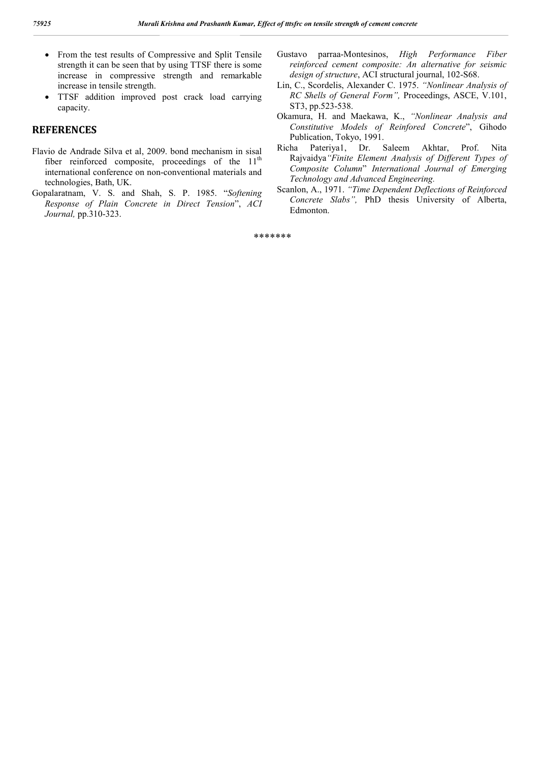- From the test results of Compressive and Split Tensile strength it can be seen that by using TTSF there is some increase in compressive strength and remarkable increase in tensile strength.
- TTSF addition improved post crack load carrying capacity.

## REFERENCES

Flavio de Andrade Silva et al, 2009. bond mechanism in sisal fiber reinforced composite, proceedings of the 11th international conference on non-conventional materials and technologies, Bath, UK.

Gopalaratnam, V. S. and Shah, S. P. 1985. "*Softening Response of Plain Concrete in Direct Tension*", *ACI Journal,* pp.310-323.

Gustavo parraa-Montesinos, *High Performance Fiber reinforced cement composite: An alternative for seismic design of structure*, ACI structural journal, 102-S68.

Lin, C., Scordelis, Alexander C. 1975. *"Nonlinear Analysis of RC Shells of General Form",* Proceedings, ASCE, V.101, ST3, pp.523-538.

Okamura, H. and Maekawa, K., *"Nonlinear Analysis and Constitutive Models of Reinfored Concrete*", Gihodo Publication, Tokyo, 1991.

Richa Pateriya1, Dr. Saleem Akhtar, Prof. Nita Rajvaidya*"Finite Element Analysis of Different Types of Composite Column*" *International Journal of Emerging Technology and Advanced Engineering.*

Scanlon, A., 1971. *"Time Dependent Deflections of Reinforced Concrete Slabs",* PhD thesis University of Alberta, Edmonton.

*******